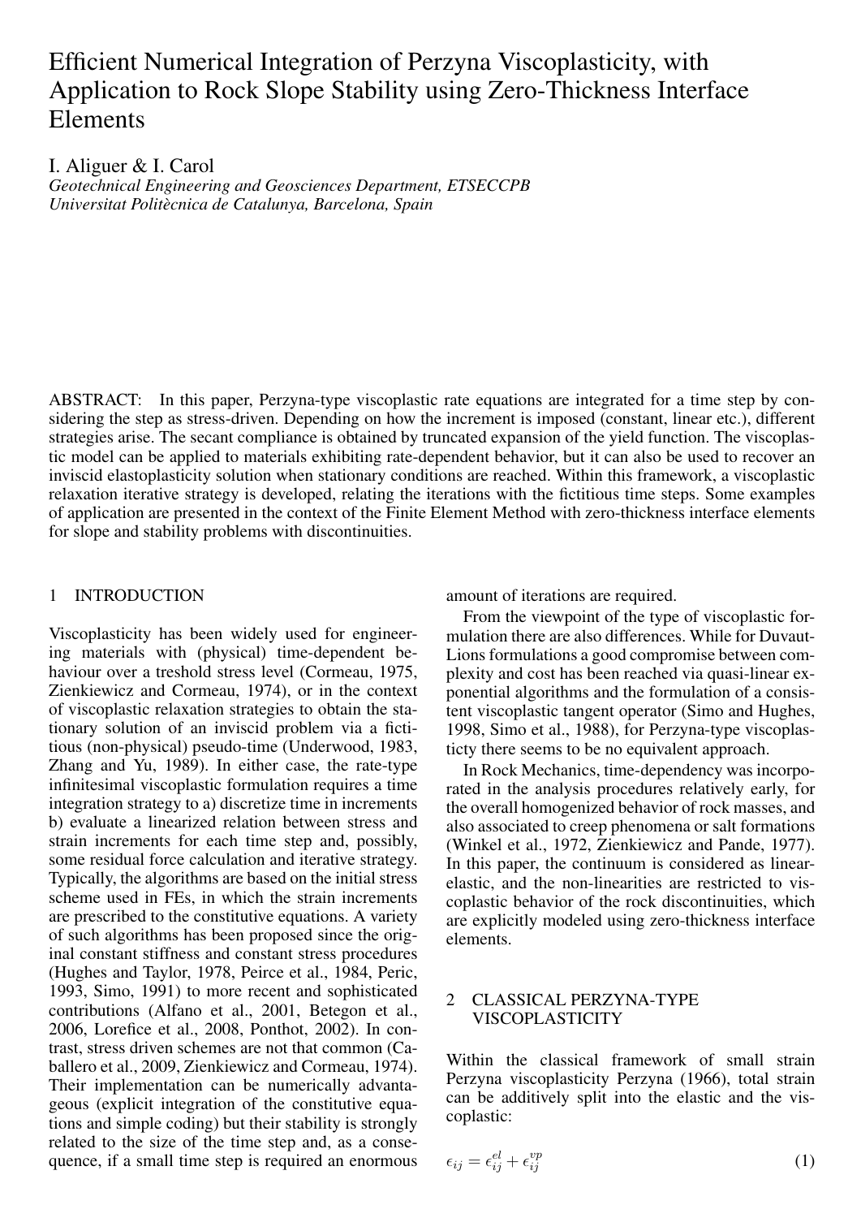# Efficient Numerical Integration of Perzyna Viscoplasticity, with Application to Rock Slope Stability using Zero-Thickness Interface Elements

I. Aliguer & I. Carol

*Geotechnical Engineering and Geosciences Department, ETSECCPB*
*Universitat Politècnica de Catalunya, Barcelona, Spain*

ABSTRACT: In this paper, Perzyna-type viscoplastic rate equations are integrated for a time step by considering the step as stress-driven. Depending on how the increment is imposed (constant, linear etc.), different strategies arise. The secant compliance is obtained by truncated expansion of the yield function. The viscoplastic model can be applied to materials exhibiting rate-dependent behavior, but it can also be used to recover an inviscid elastoplasticity solution when stationary conditions are reached. Within this framework, a viscoplastic relaxation iterative strategy is developed, relating the iterations with the fictitious time steps. Some examples of application are presented in the context of the Finite Element Method with zero-thickness interface elements for slope and stability problems with discontinuities.

## 1 INTRODUCTION

Viscoplasticity has been widely used for engineering materials with (physical) time-dependent behaviour over a treshold stress level (Cormeau, 1975, Zienkiewicz and Cormeau, 1974), or in the context of viscoplastic relaxation strategies to obtain the stationary solution of an inviscid problem via a fictitious (non-physical) pseudo-time (Underwood, 1983, Zhang and Yu, 1989). In either case, the rate-type infinitesimal viscoplastic formulation requires a time integration strategy to a) discretize time in increments b) evaluate a linearized relation between stress and strain increments for each time step and, possibly, some residual force calculation and iterative strategy. Typically, the algorithms are based on the initial stress scheme used in FEs, in which the strain increments are prescribed to the constitutive equations. A variety of such algorithms has been proposed since the original constant stiffness and constant stress procedures (Hughes and Taylor, 1978, Peirce et al., 1984, Peric, 1993, Simo, 1991) to more recent and sophisticated contributions (Alfano et al., 2001, Betegon et al., 2006, Lorefice et al., 2008, Ponthot, 2002). In contrast, stress driven schemes are not that common (Caballero et al., 2009, Zienkiewicz and Cormeau, 1974). Their implementation can be numerically advantageous (explicit integration of the constitutive equations and simple coding) but their stability is strongly related to the size of the time step and, as a consequence, if a small time step is required an enormous amount of iterations are required.

From the viewpoint of the type of viscoplastic formulation there are also differences. While for Duvaut-Lions formulations a good compromise between complexity and cost has been reached via quasi-linear exponential algorithms and the formulation of a consistent viscoplastic tangent operator (Simo and Hughes, 1998, Simo et al., 1988), for Perzyna-type viscoplasticty there seems to be no equivalent approach.

In Rock Mechanics, time-dependency was incorporated in the analysis procedures relatively early, for the overall homogenized behavior of rock masses, and also associated to creep phenomena or salt formations (Winkel et al., 1972, Zienkiewicz and Pande, 1977). In this paper, the continuum is considered as linear-elastic, and the non-linearities are restricted to viscoplastic behavior of the rock discontinuities, which are explicitly modeled using zero-thickness interface elements.

## 2 CLASSICAL PERZYNA-TYPE VISCOPLASTICITY

Within the classical framework of small strain Perzyna viscoplasticity Perzyna (1966), total strain can be additively split into the elastic and the viscoplastic:

$$\epsilon_{ij} = \epsilon_{ij}^{el} + \epsilon_{ij}^{vp} \tag{1}$$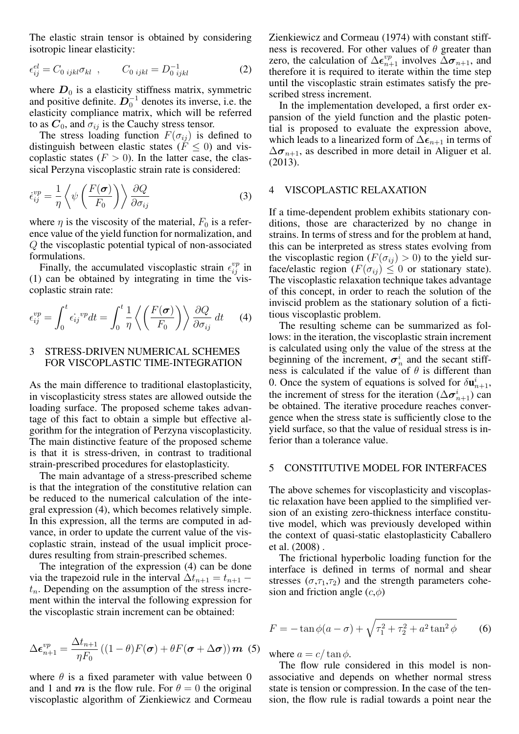The elastic strain tensor is obtained by considering isotropic linear elasticity:

$$\epsilon_{ij}^{el} = C_{0\ ijkl}\sigma_{kl} \ , \qquad C_{0\ ijkl} = D_{0\ ijkl}^{-1} \tag{2}$$

where $\boldsymbol{D}_0$ is a elasticity stiffness matrix, symmetric and positive definite. $\boldsymbol{D}_0^{-1}$ denotes its inverse, i.e. the elasticity compliance matrix, which will be referred to as $\boldsymbol{C}_0$, and $\sigma_{ij}$ is the Cauchy stress tensor.

The stress loading function $F(\sigma_{ij})$ is defined to distinguish between elastic states ($F \leq 0$) and viscoplastic states ($F > 0$). In the latter case, the classical Perzyna viscoplastic strain rate is considered:

$$\dot{\epsilon}_{ij}^{vp} = \frac{1}{\eta}\left\langle \psi\left(\frac{F(\boldsymbol{\sigma})}{F_0}\right)\right\rangle \frac{\partial Q}{\partial \sigma_{ij}} \tag{3}$$

where $\eta$ is the viscosity of the material, $F_0$ is a reference value of the yield function for normalization, and $Q$ the viscoplastic potential typical of non-associated formulations.

Finally, the accumulated viscoplastic strain $\epsilon_{ij}^{vp}$ in (1) can be obtained by integrating in time the viscoplastic strain rate:

$$\epsilon_{ij}^{vp} = \int_0^t \dot{\epsilon_{ij}}^{vp} dt = \int_0^t \frac{1}{\eta}\left\langle \left(\frac{F(\boldsymbol{\sigma})}{F_0}\right)\right\rangle \frac{\partial Q}{\partial \sigma_{ij}}\, dt \tag{4}$$

## 3 STRESS-DRIVEN NUMERICAL SCHEMES FOR VISCOPLASTIC TIME-INTEGRATION

As the main difference to traditional elastoplasticity, in viscoplasticity stress states are allowed outside the loading surface. The proposed scheme takes advantage of this fact to obtain a simple but effective algorithm for the integration of Perzyna viscoplasticity. The main distinctive feature of the proposed scheme is that it is stress-driven, in contrast to traditional strain-prescribed procedures for elastoplasticity.

The main advantage of a stress-prescribed scheme is that the integration of the constitutive relation can be reduced to the numerical calculation of the integral expression (4), which becomes relatively simple. In this expression, all the terms are computed in advance, in order to update the current value of the viscoplastic strain, instead of the usual implicit procedures resulting from strain-prescribed schemes.

The integration of the expression (4) can be done via the trapezoid rule in the interval $\Delta t_{n+1} = t_{n+1} - t_n$. Depending on the assumption of the stress increment within the interval the following expression for the viscoplastic strain increment can be obtained:

$$\Delta\boldsymbol{\epsilon}_{n+1}^{vp} = \frac{\Delta t_{n+1}}{\eta F_0}\left((1-\theta)F(\boldsymbol{\sigma}) + \theta F(\boldsymbol{\sigma} + \Delta\boldsymbol{\sigma})\right)\boldsymbol{m} \tag{5}$$

where $\theta$ is a fixed parameter with value between 0 and 1 and $\boldsymbol{m}$ is the flow rule. For $\theta = 0$ the original viscoplastic algorithm of Zienkiewicz and Cormeau (1974) with constant stiffness is recovered. For other values of $\theta$ greater than zero, the calculation of $\Delta\boldsymbol{\epsilon}_{n+1}^{vp}$ involves $\Delta\boldsymbol{\sigma}_{n+1}$, and therefore it is required to iterate within the time step until the viscoplastic strain estimates satisfy the prescribed stress increment.

In the implementation developed, a first order expansion of the yield function and the plastic potential is proposed to evaluate the expression above, which leads to a linearized form of $\Delta\boldsymbol{\epsilon}_{n+1}$ in terms of $\Delta\boldsymbol{\sigma}_{n+1}$, as described in more detail in Aliguer et al. (2013).

## 4 VISCOPLASTIC RELAXATION

If a time-dependent problem exhibits stationary conditions, those are characterized by no change in strains. In terms of stress and for the problem at hand, this can be interpreted as stress states evolving from the viscoplastic region ($F(\sigma_{ij}) > 0$) to the yield surface/elastic region ($F(\sigma_{ij}) \leq 0$ or stationary state). The viscoplastic relaxation technique takes advantage of this concept, in order to reach the solution of the inviscid problem as the stationary solution of a fictitious viscoplastic problem.

The resulting scheme can be summarized as follows: in the iteration, the viscoplastic strain increment is calculated using only the value of the stress at the beginning of the increment, $\boldsymbol{\sigma}_n^i$ and the secant stiffness is calculated if the value of $\theta$ is different than 0. Once the system of equations is solved for $\delta\mathbf{u}_{n+1}^i$, the increment of stress for the iteration ($\Delta\boldsymbol{\sigma}_{n+1}^i$) can be obtained. The iterative procedure reaches convergence when the stress state is sufficiently close to the yield surface, so that the value of residual stress is inferior than a tolerance value.

## 5 CONSTITUTIVE MODEL FOR INTERFACES

The above schemes for viscoplasticity and viscoplastic relaxation have been applied to the simplified version of an existing zero-thickness interface constitutive model, which was previously developed within the context of quasi-static elastoplasticity Caballero et al. (2008) .

The frictional hyperbolic loading function for the interface is defined in terms of normal and shear stresses ($\sigma$,$\tau_1$,$\tau_2$) and the strength parameters cohesion and friction angle ($c$,$\phi$)

$$F = -\tan\phi(a - \sigma) + \sqrt{\tau_1^2 + \tau_2^2 + a^2\tan^2\phi} \tag{6}$$

where $a = c/\tan\phi$.

The flow rule considered in this model is non-associative and depends on whether normal stress state is tension or compression. In the case of the tension, the flow rule is radial towards a point near the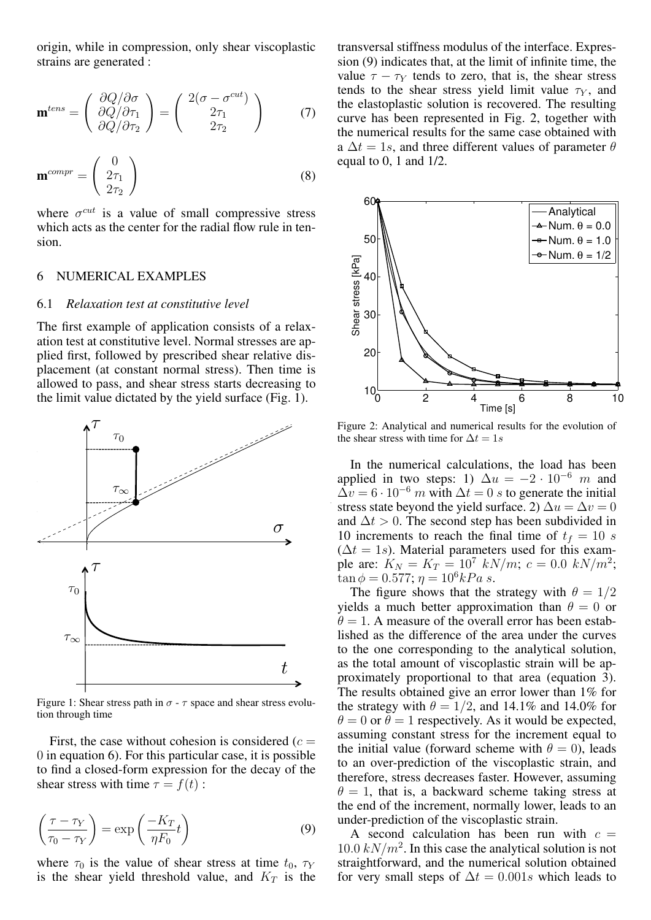origin, while in compression, only shear viscoplastic strains are generated :

$$\mathbf{m}^{tens} = \begin{pmatrix} \partial Q/\partial\sigma \\ \partial Q/\partial\tau_1 \\ \partial Q/\partial\tau_2 \end{pmatrix} = \begin{pmatrix} 2(\sigma - \sigma^{cut}) \\ 2\tau_1 \\ 2\tau_2 \end{pmatrix} \quad (7)$$

$$\mathbf{m}^{compr} = \begin{pmatrix} 0 \\ 2\tau_1 \\ 2\tau_2 \end{pmatrix} \quad (8)$$

where $\sigma^{cut}$ is a value of small compressive stress which acts as the center for the radial flow rule in tension.

## 6 NUMERICAL EXAMPLES

### 6.1 *Relaxation test at constitutive level*

The first example of application consists of a relaxation test at constitutive level. Normal stresses are applied first, followed by prescribed shear relative displacement (at constant normal stress). Then time is allowed to pass, and shear stress starts decreasing to the limit value dictated by the yield surface (Fig. 1).

Figure 1: Shear stress path in $\sigma$ - $\tau$ space and shear stress evolution through time

First, the case without cohesion is considered ($c = 0$ in equation 6). For this particular case, it is possible to find a closed-form expression for the decay of the shear stress with time $\tau = f(t)$ :

$$\left(\frac{\tau - \tau_Y}{\tau_0 - \tau_Y}\right) = \exp\left(\frac{-K_T}{\eta F_0}t\right) \quad (9)$$

where $\tau_0$ is the value of shear stress at time $t_0$, $\tau_Y$ is the shear yield threshold value, and $K_T$ is the transversal stiffness modulus of the interface. Expression (9) indicates that, at the limit of infinite time, the value $\tau - \tau_Y$ tends to zero, that is, the shear stress tends to the shear stress yield limit value $\tau_Y$, and the elastoplastic solution is recovered. The resulting curve has been represented in Fig. 2, together with the numerical results for the same case obtained with a $\Delta t = 1s$, and three different values of parameter $\theta$ equal to 0, 1 and 1/2.

Figure 2: Analytical and numerical results for the evolution of the shear stress with time for $\Delta t = 1s$

In the numerical calculations, the load has been applied in two steps: 1) $\Delta u = -2 \cdot 10^{-6}\ m$ and $\Delta v = 6 \cdot 10^{-6}\ m$ with $\Delta t = 0\ s$ to generate the initial stress state beyond the yield surface. 2) $\Delta u = \Delta v = 0$ and $\Delta t > 0$. The second step has been subdivided in 10 increments to reach the final time of $t_f = 10\ s$ ($\Delta t = 1s$). Material parameters used for this example are: $K_N = K_T = 10^7\ kN/m$; $c = 0.0\ kN/m^2$; $\tan\phi = 0.577$; $\eta = 10^6 kPa\ s$.

The figure shows that the strategy with $\theta = 1/2$ yields a much better approximation than $\theta = 0$ or $\theta = 1$. A measure of the overall error has been established as the difference of the area under the curves to the one corresponding to the analytical solution, as the total amount of viscoplastic strain will be approximately proportional to that area (equation 3). The results obtained give an error lower than 1% for the strategy with $\theta = 1/2$, and 14.1% and 14.0% for $\theta = 0$ or $\theta = 1$ respectively. As it would be expected, assuming constant stress for the increment equal to the initial value (forward scheme with $\theta = 0$), leads to an over-prediction of the viscoplastic strain, and therefore, stress decreases faster. However, assuming $\theta = 1$, that is, a backward scheme taking stress at the end of the increment, normally lower, leads to an under-prediction of the viscoplastic strain.

A second calculation has been run with $c = 10.0\ kN/m^2$. In this case the analytical solution is not straightforward, and the numerical solution obtained for very small steps of $\Delta t = 0.001s$ which leads to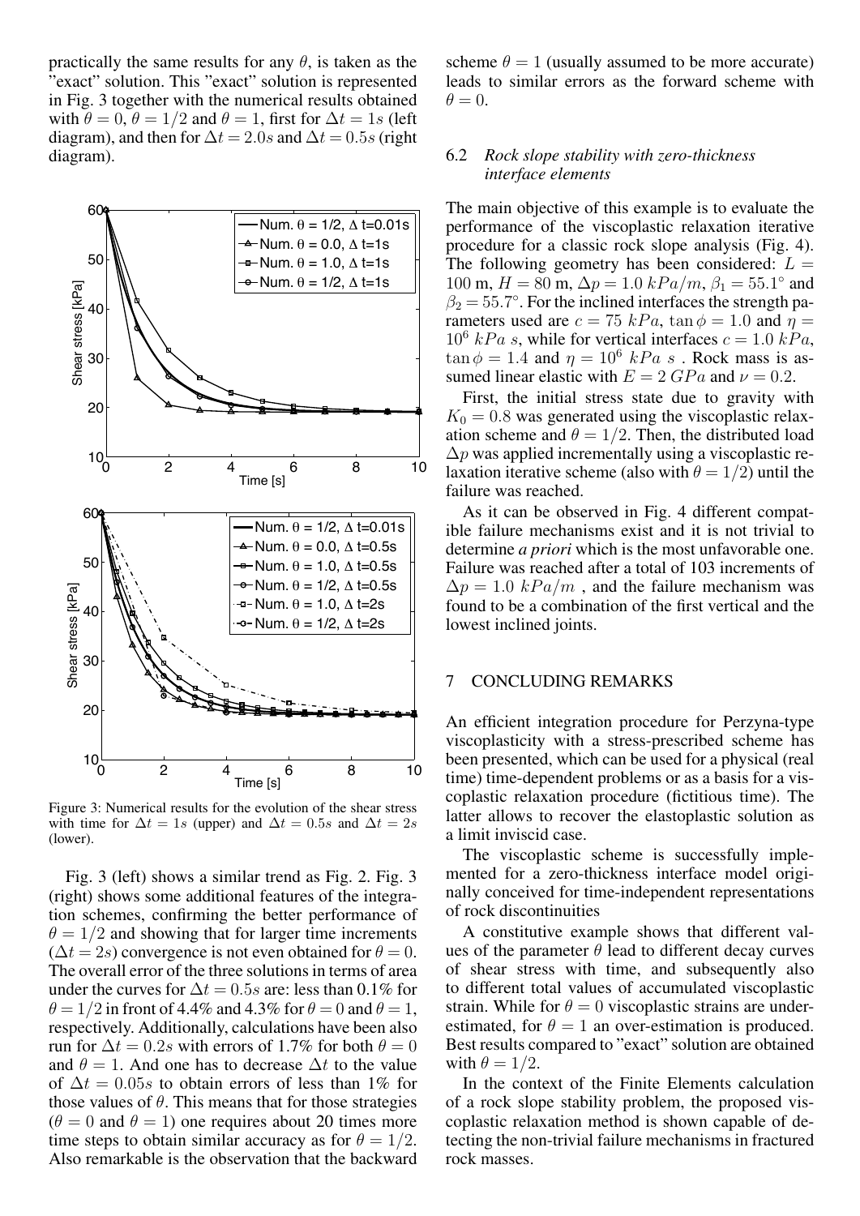practically the same results for any $\theta$, is taken as the "exact" solution. This "exact" solution is represented in Fig. 3 together with the numerical results obtained with $\theta = 0$, $\theta = 1/2$ and $\theta = 1$, first for $\Delta t = 1s$ (left diagram), and then for $\Delta t = 2.0s$ and $\Delta t = 0.5s$ (right diagram).

Figure 3: Numerical results for the evolution of the shear stress with time for $\Delta t = 1s$ (upper) and $\Delta t = 0.5s$ and $\Delta t = 2s$ (lower).

Fig. 3 (left) shows a similar trend as Fig. 2. Fig. 3 (right) shows some additional features of the integration schemes, confirming the better performance of $\theta = 1/2$ and showing that for larger time increments ($\Delta t = 2s$) convergence is not even obtained for $\theta = 0$. The overall error of the three solutions in terms of area under the curves for $\Delta t = 0.5s$ are: less than 0.1% for $\theta = 1/2$ in front of 4.4% and 4.3% for $\theta = 0$ and $\theta = 1$, respectively. Additionally, calculations have been also run for $\Delta t = 0.2s$ with errors of 1.7% for both $\theta = 0$ and $\theta = 1$. And one has to decrease $\Delta t$ to the value of $\Delta t = 0.05s$ to obtain errors of less than 1% for those values of $\theta$. This means that for those strategies ($\theta = 0$ and $\theta = 1$) one requires about 20 times more time steps to obtain similar accuracy as for $\theta = 1/2$. Also remarkable is the observation that the backward scheme $\theta = 1$ (usually assumed to be more accurate) leads to similar errors as the forward scheme with $\theta = 0$.

### 6.2 *Rock slope stability with zero-thickness interface elements*

The main objective of this example is to evaluate the performance of the viscoplastic relaxation iterative procedure for a classic rock slope analysis (Fig. 4). The following geometry has been considered: $L = 100$ m, $H = 80$ m, $\Delta p = 1.0\ kPa/m$, $\beta_1 = 55.1°$ and $\beta_2 = 55.7°$. For the inclined interfaces the strength parameters used are $c = 75\ kPa$, $\tan\phi = 1.0$ and $\eta = 10^6\ kPa\ s$, while for vertical interfaces $c = 1.0\ kPa$, $\tan\phi = 1.4$ and $\eta = 10^6\ kPa\ s$ . Rock mass is assumed linear elastic with $E = 2\ GPa$ and $\nu = 0.2$.

First, the initial stress state due to gravity with $K_0 = 0.8$ was generated using the viscoplastic relaxation scheme and $\theta = 1/2$. Then, the distributed load $\Delta p$ was applied incrementally using a viscoplastic relaxation iterative scheme (also with $\theta = 1/2$) until the failure was reached.

As it can be observed in Fig. 4 different compatible failure mechanisms exist and it is not trivial to determine *a priori* which is the most unfavorable one. Failure was reached after a total of 103 increments of $\Delta p = 1.0\ kPa/m$ , and the failure mechanism was found to be a combination of the first vertical and the lowest inclined joints.

## 7 CONCLUDING REMARKS

An efficient integration procedure for Perzyna-type viscoplasticity with a stress-prescribed scheme has been presented, which can be used for a physical (real time) time-dependent problems or as a basis for a viscoplastic relaxation procedure (fictitious time). The latter allows to recover the elastoplastic solution as a limit inviscid case.

The viscoplastic scheme is successfully implemented for a zero-thickness interface model originally conceived for time-independent representations of rock discontinuities

A constitutive example shows that different values of the parameter $\theta$ lead to different decay curves of shear stress with time, and subsequently also to different total values of accumulated viscoplastic strain. While for $\theta = 0$ viscoplastic strains are underestimated, for $\theta = 1$ an over-estimation is produced. Best results compared to "exact" solution are obtained with $\theta = 1/2$.

In the context of the Finite Elements calculation of a rock slope stability problem, the proposed viscoplastic relaxation method is shown capable of detecting the non-trivial failure mechanisms in fractured rock masses.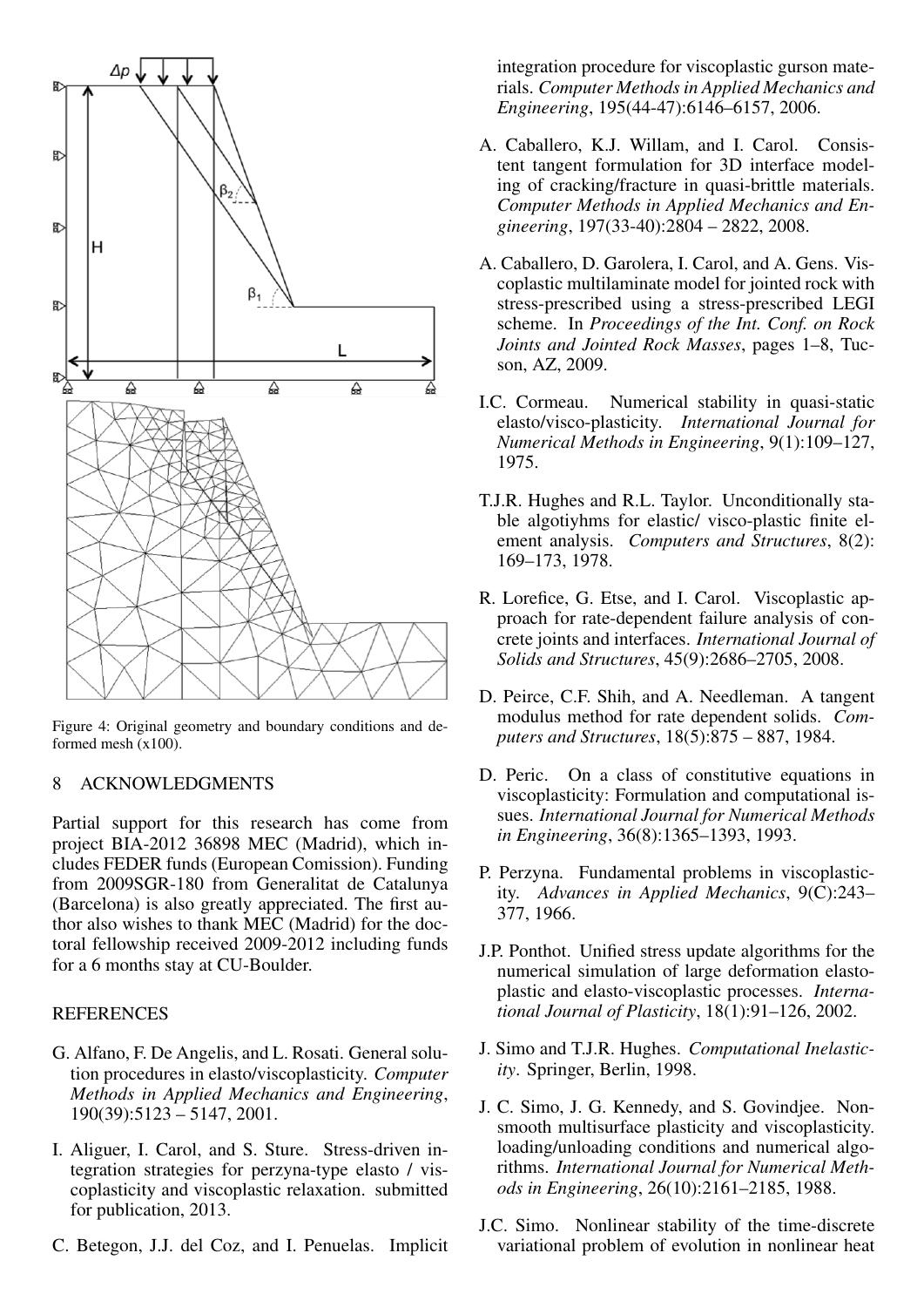Figure 4: Original geometry and boundary conditions and deformed mesh (x100).

## 8 ACKNOWLEDGMENTS

Partial support for this research has come from project BIA-2012 36898 MEC (Madrid), which includes FEDER funds (European Comission). Funding from 2009SGR-180 from Generalitat de Catalunya (Barcelona) is also greatly appreciated. The first author also wishes to thank MEC (Madrid) for the doctoral fellowship received 2009-2012 including funds for a 6 months stay at CU-Boulder.

## REFERENCES

G. Alfano, F. De Angelis, and L. Rosati. General solution procedures in elasto/viscoplasticity. *Computer Methods in Applied Mechanics and Engineering*, 190(39):5123 – 5147, 2001.

I. Aliguer, I. Carol, and S. Sture. Stress-driven integration strategies for perzyna-type elasto / viscoplasticity and viscoplastic relaxation. submitted for publication, 2013.

C. Betegon, J.J. del Coz, and I. Penuelas. Implicit integration procedure for viscoplastic gurson materials. *Computer Methods in Applied Mechanics and Engineering*, 195(44-47):6146–6157, 2006.

A. Caballero, K.J. Willam, and I. Carol. Consistent tangent formulation for 3D interface modeling of cracking/fracture in quasi-brittle materials. *Computer Methods in Applied Mechanics and Engineering*, 197(33-40):2804 – 2822, 2008.

A. Caballero, D. Garolera, I. Carol, and A. Gens. Viscoplastic multilaminate model for jointed rock with stress-prescribed using a stress-prescribed LEGI scheme. In *Proceedings of the Int. Conf. on Rock Joints and Jointed Rock Masses*, pages 1–8, Tucson, AZ, 2009.

I.C. Cormeau. Numerical stability in quasi-static elasto/visco-plasticity. *International Journal for Numerical Methods in Engineering*, 9(1):109–127, 1975.

T.J.R. Hughes and R.L. Taylor. Unconditionally stable algotiyhms for elastic/ visco-plastic finite element analysis. *Computers and Structures*, 8(2): 169–173, 1978.

R. Lorefice, G. Etse, and I. Carol. Viscoplastic approach for rate-dependent failure analysis of concrete joints and interfaces. *International Journal of Solids and Structures*, 45(9):2686–2705, 2008.

D. Peirce, C.F. Shih, and A. Needleman. A tangent modulus method for rate dependent solids. *Computers and Structures*, 18(5):875 – 887, 1984.

D. Peric. On a class of constitutive equations in viscoplasticity: Formulation and computational issues. *International Journal for Numerical Methods in Engineering*, 36(8):1365–1393, 1993.

P. Perzyna. Fundamental problems in viscoplasticity. *Advances in Applied Mechanics*, 9(C):243–377, 1966.

J.P. Ponthot. Unified stress update algorithms for the numerical simulation of large deformation elasto-plastic and elasto-viscoplastic processes. *International Journal of Plasticity*, 18(1):91–126, 2002.

J. Simo and T.J.R. Hughes. *Computational Inelasticity*. Springer, Berlin, 1998.

J. C. Simo, J. G. Kennedy, and S. Govindjee. Non-smooth multisurface plasticity and viscoplasticity. loading/unloading conditions and numerical algorithms. *International Journal for Numerical Methods in Engineering*, 26(10):2161–2185, 1988.

J.C. Simo. Nonlinear stability of the time-discrete variational problem of evolution in nonlinear heat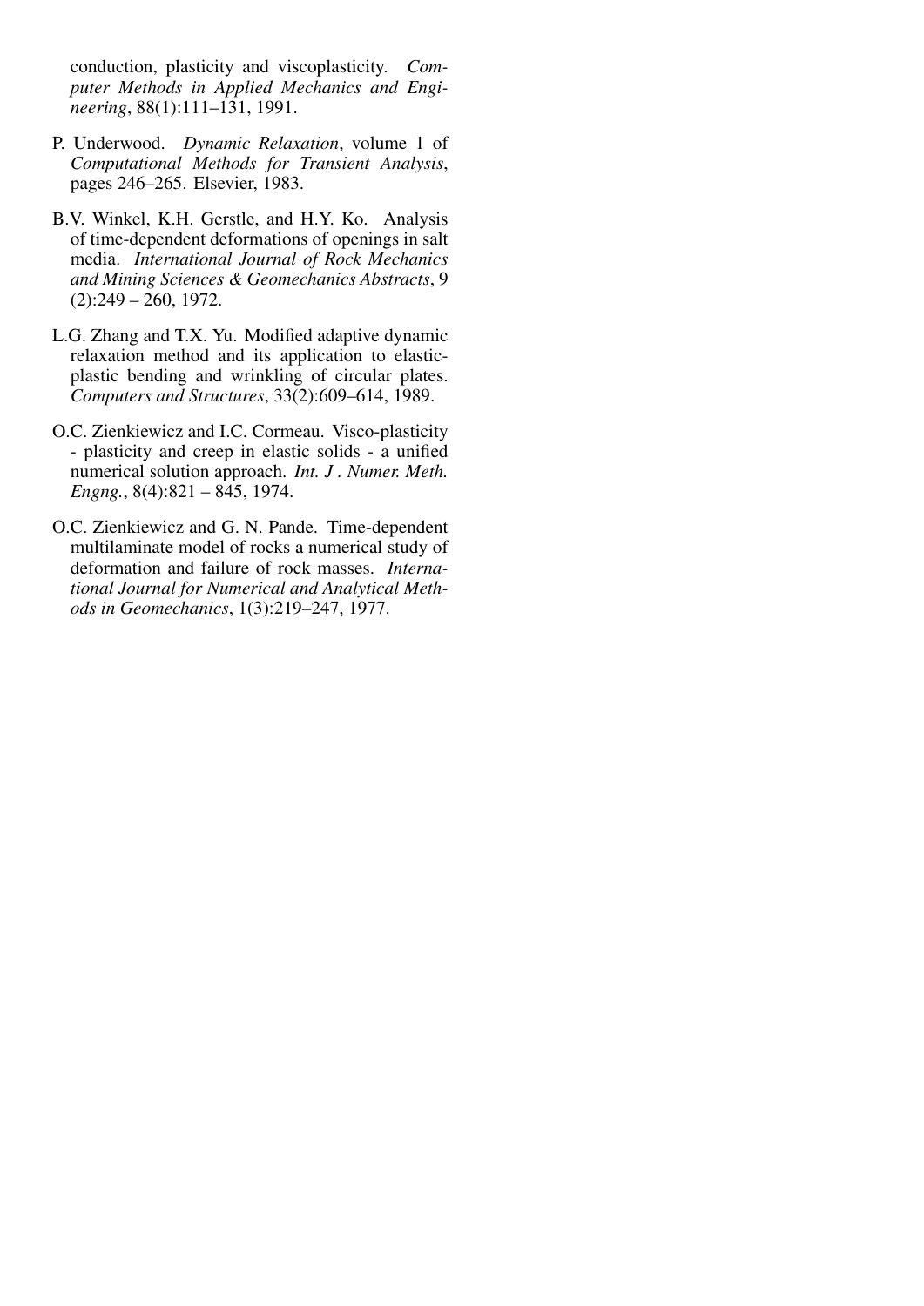conduction, plasticity and viscoplasticity. *Computer Methods in Applied Mechanics and Engineering*, 88(1):111–131, 1991.

P. Underwood. *Dynamic Relaxation*, volume 1 of *Computational Methods for Transient Analysis*, pages 246–265. Elsevier, 1983.

B.V. Winkel, K.H. Gerstle, and H.Y. Ko. Analysis of time-dependent deformations of openings in salt media. *International Journal of Rock Mechanics and Mining Sciences & Geomechanics Abstracts*, 9 (2):249 – 260, 1972.

L.G. Zhang and T.X. Yu. Modified adaptive dynamic relaxation method and its application to elastic-plastic bending and wrinkling of circular plates. *Computers and Structures*, 33(2):609–614, 1989.

O.C. Zienkiewicz and I.C. Cormeau. Visco-plasticity - plasticity and creep in elastic solids - a unified numerical solution approach. *Int. J . Numer. Meth. Engng.*, 8(4):821 – 845, 1974.

O.C. Zienkiewicz and G. N. Pande. Time-dependent multilaminate model of rocks a numerical study of deformation and failure of rock masses. *International Journal for Numerical and Analytical Methods in Geomechanics*, 1(3):219–247, 1977.